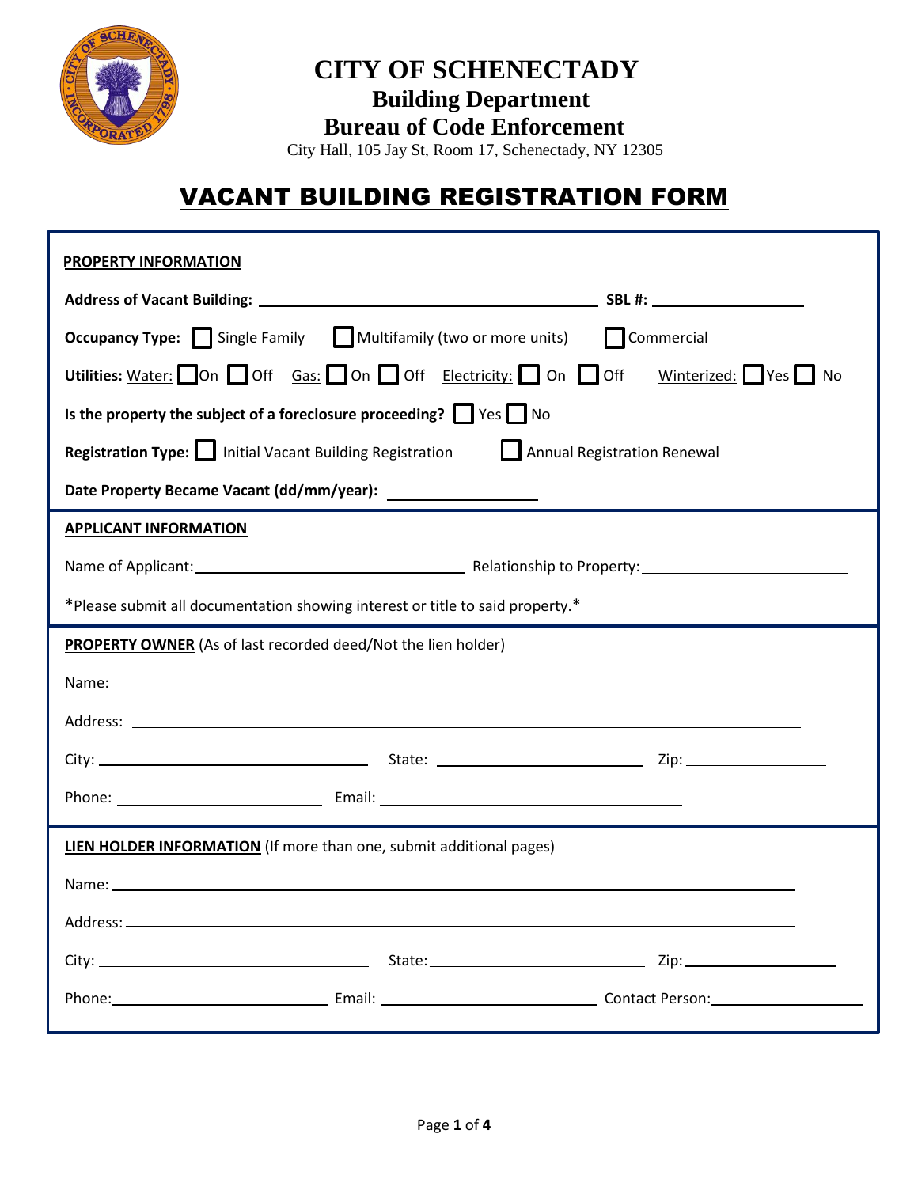# CITY OF SCHENECTADY

## Building Department

## Bureau of Code Enforcement

City Hall, 105 Jay St, Room 17, Schenectady, NY 12305

# VACANT BUILDING REGISTRATION FORM

**PROPERTY INFORMATION**

**Address of Vacant Building:** ______________________________ **SBL #:** ______________

**Occupancy Type:** ☐ Single Family ☐ Multifamily (two or more units) ☐ Commercial

**Utilities:** Water: ☐ On ☐ Off Gas: ☐ On ☐ Off Electricity: ☐ On ☐ Off Winterized: ☐ Yes ☐ No

**Is the property the subject of a foreclosure proceeding?** ☐ Yes ☐ No

**Registration Type:** ☐ Initial Vacant Building Registration ☐ Annual Registration Renewal

**Date Property Became Vacant (dd/mm/year):** ______________

**APPLICANT INFORMATION**

Name of Applicant: ______________________ Relationship to Property: ______________________

*Please submit all documentation showing interest or title to said property.*

**PROPERTY OWNER** (As of last recorded deed/Not the lien holder)

Name: ____________________________________________

Address: ____________________________________________

City: ______________________ State: ______________________ Zip: ______________

Phone: ______________________ Email: ______________________

**LIEN HOLDER INFORMATION** (If more than one, submit additional pages)

Name: ____________________________________________

Address: ____________________________________________

City: ______________________ State: ______________________ Zip: ______________

Phone: ______________________ Email: ______________________ Contact Person: ______________________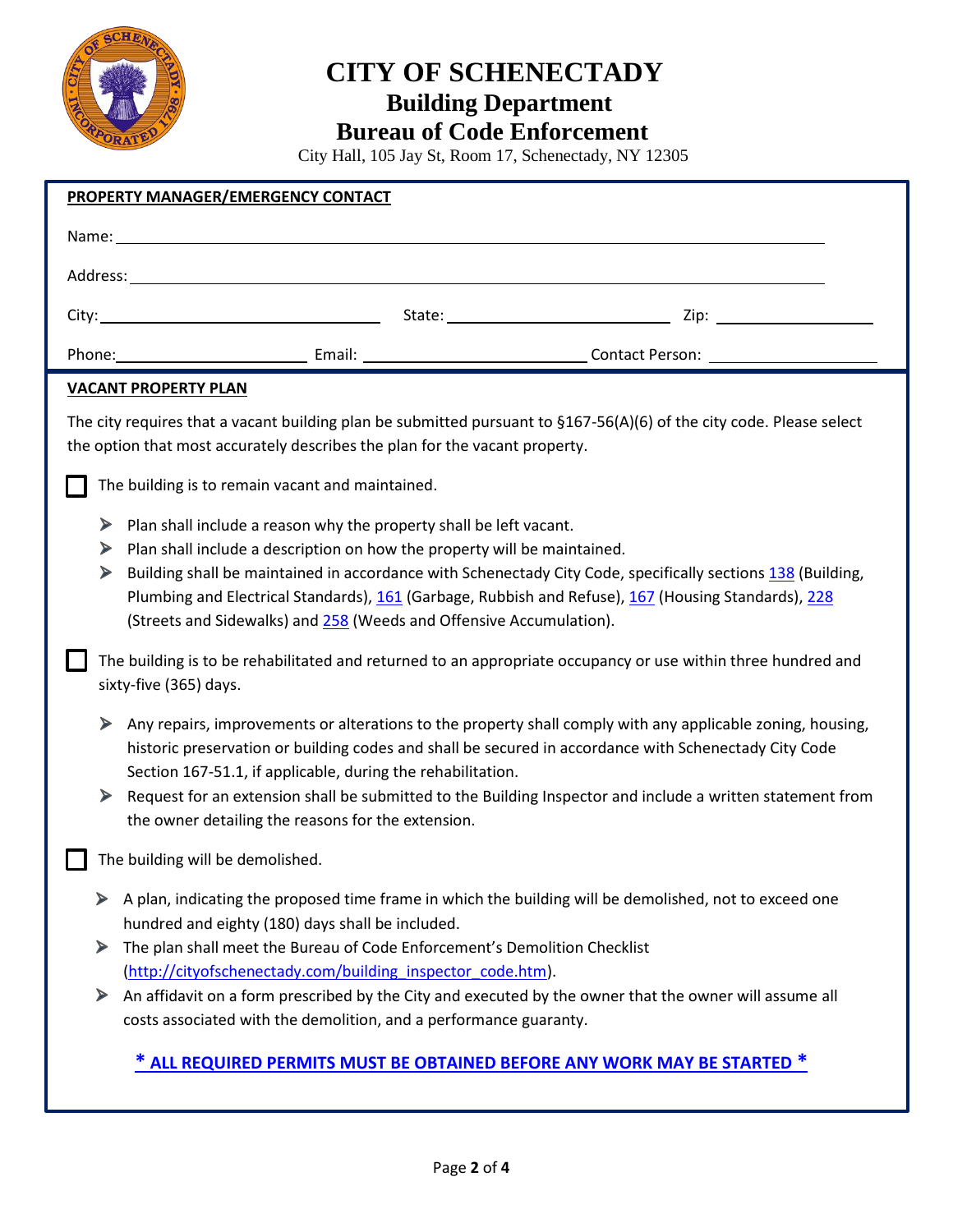# CITY OF SCHENECTADY

## Building Department

## Bureau of Code Enforcement

City Hall, 105 Jay St, Room 17, Schenectady, NY 12305

**PROPERTY MANAGER/EMERGENCY CONTACT**

Name: ______________________________________________

Address: ______________________________________________

City: ____________________ State: ____________________ Zip: ____________

Phone: ____________________ Email: ____________________ Contact Person: ____________________

**VACANT PROPERTY PLAN**

The city requires that a vacant building plan be submitted pursuant to §167-56(A)(6) of the city code. Please select the option that most accurately describes the plan for the vacant property.

☐ The building is to remain vacant and maintained.

- Plan shall include a reason why the property shall be left vacant.
- Plan shall include a description on how the property will be maintained.
- Building shall be maintained in accordance with Schenectady City Code, specifically sections 138 (Building, Plumbing and Electrical Standards), 161 (Garbage, Rubbish and Refuse), 167 (Housing Standards), 228 (Streets and Sidewalks) and 258 (Weeds and Offensive Accumulation).

☐ The building is to be rehabilitated and returned to an appropriate occupancy or use within three hundred and sixty-five (365) days.

- Any repairs, improvements or alterations to the property shall comply with any applicable zoning, housing, historic preservation or building codes and shall be secured in accordance with Schenectady City Code Section 167-51.1, if applicable, during the rehabilitation.
- Request for an extension shall be submitted to the Building Inspector and include a written statement from the owner detailing the reasons for the extension.

☐ The building will be demolished.

- A plan, indicating the proposed time frame in which the building will be demolished, not to exceed one hundred and eighty (180) days shall be included.
- The plan shall meet the Bureau of Code Enforcement's Demolition Checklist (http://cityofschenectady.com/building_inspector_code.htm).
- An affidavit on a form prescribed by the City and executed by the owner that the owner will assume all costs associated with the demolition, and a performance guaranty.

**\* ALL REQUIRED PERMITS MUST BE OBTAINED BEFORE ANY WORK MAY BE STARTED \***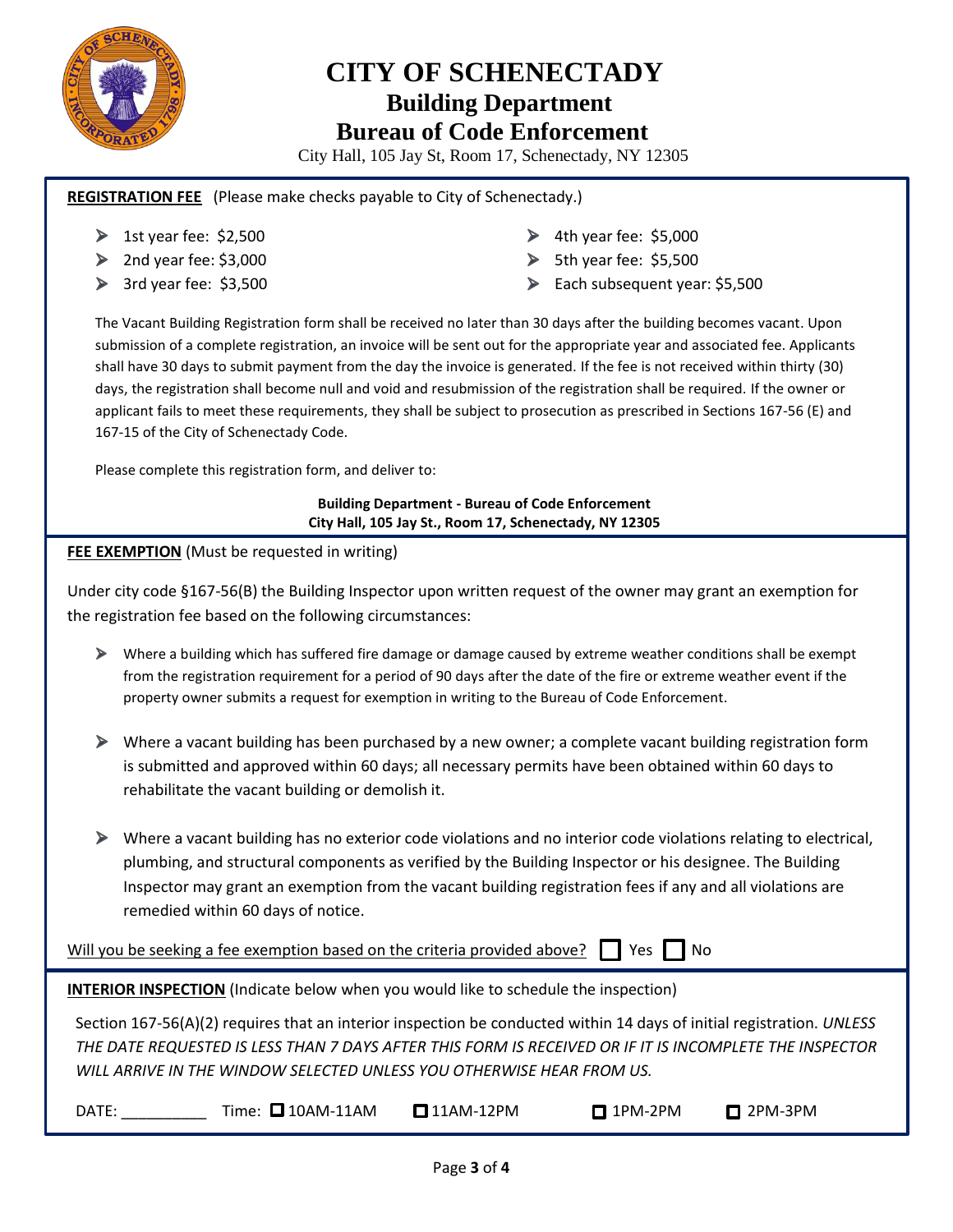# CITY OF SCHENECTADY

## Building Department

## Bureau of Code Enforcement

City Hall, 105 Jay St, Room 17, Schenectady, NY 12305

**REGISTRATION FEE** (Please make checks payable to City of Schenectady.)

- 1st year fee: $2,500
- 2nd year fee: $3,000
- 3rd year fee: $3,500
- 4th year fee: $5,000
- 5th year fee: $5,500
- Each subsequent year: $5,500

The Vacant Building Registration form shall be received no later than 30 days after the building becomes vacant. Upon submission of a complete registration, an invoice will be sent out for the appropriate year and associated fee. Applicants shall have 30 days to submit payment from the day the invoice is generated. If the fee is not received within thirty (30) days, the registration shall become null and void and resubmission of the registration shall be required. If the owner or applicant fails to meet these requirements, they shall be subject to prosecution as prescribed in Sections 167-56 (E) and 167-15 of the City of Schenectady Code.

Please complete this registration form, and deliver to:

**Building Department - Bureau of Code Enforcement**
**City Hall, 105 Jay St., Room 17, Schenectady, NY 12305**

**FEE EXEMPTION** (Must be requested in writing)

Under city code §167-56(B) the Building Inspector upon written request of the owner may grant an exemption for the registration fee based on the following circumstances:

- Where a building which has suffered fire damage or damage caused by extreme weather conditions shall be exempt from the registration requirement for a period of 90 days after the date of the fire or extreme weather event if the property owner submits a request for exemption in writing to the Bureau of Code Enforcement.
- Where a vacant building has been purchased by a new owner; a complete vacant building registration form is submitted and approved within 60 days; all necessary permits have been obtained within 60 days to rehabilitate the vacant building or demolish it.
- Where a vacant building has no exterior code violations and no interior code violations relating to electrical, plumbing, and structural components as verified by the Building Inspector or his designee. The Building Inspector may grant an exemption from the vacant building registration fees if any and all violations are remedied within 60 days of notice.

Will you be seeking a fee exemption based on the criteria provided above? ☐ Yes ☐ No

**INTERIOR INSPECTION** (Indicate below when you would like to schedule the inspection)

Section 167-56(A)(2) requires that an interior inspection be conducted within 14 days of initial registration. *UNLESS THE DATE REQUESTED IS LESS THAN 7 DAYS AFTER THIS FORM IS RECEIVED OR IF IT IS INCOMPLETE THE INSPECTOR WILL ARRIVE IN THE WINDOW SELECTED UNLESS YOU OTHERWISE HEAR FROM US.*

DATE: __________ Time: ☐ 10AM-11AM ☐ 11AM-12PM ☐ 1PM-2PM ☐ 2PM-3PM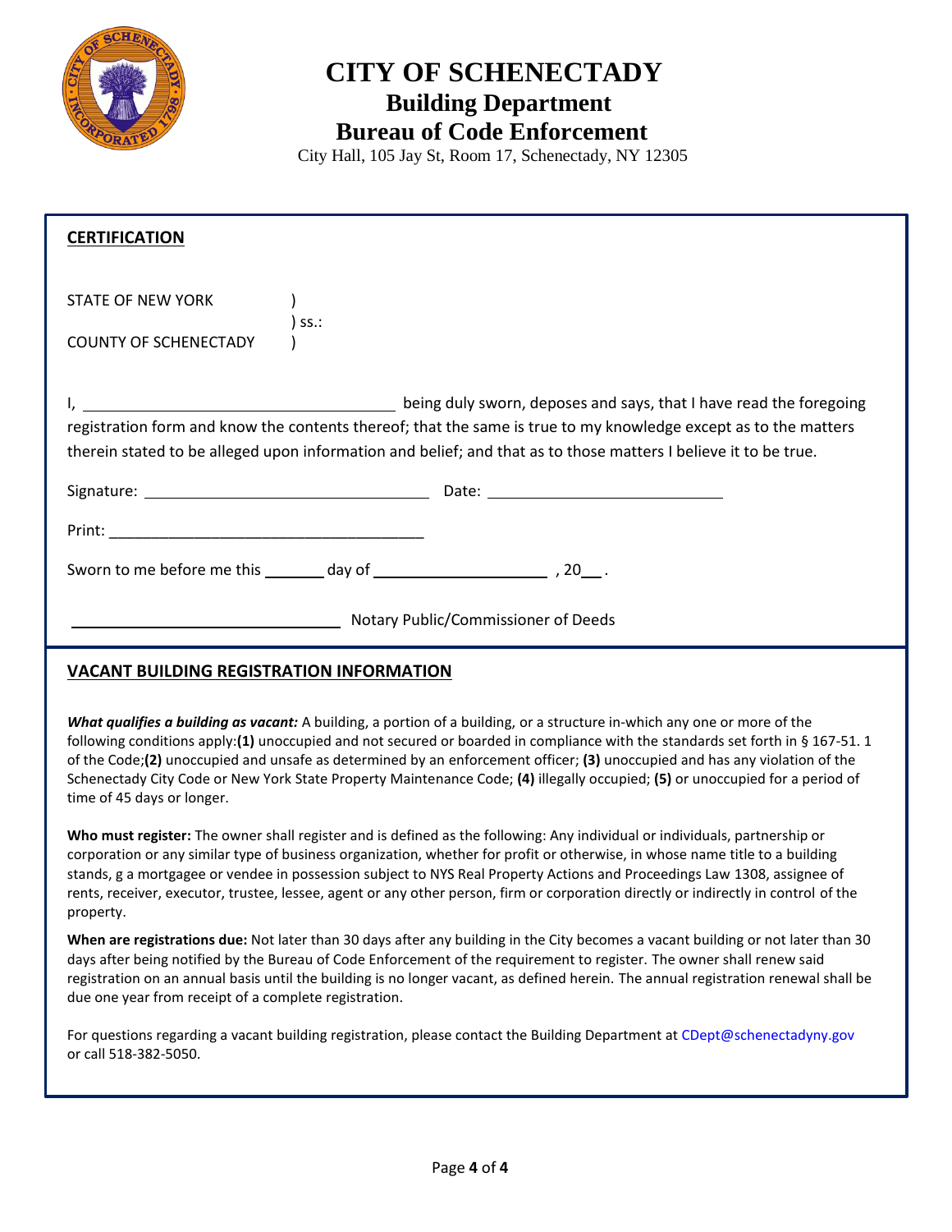# CITY OF SCHENECTADY

## Building Department

## Bureau of Code Enforcement

City Hall, 105 Jay St, Room 17, Schenectady, NY 12305

**CERTIFICATION**

STATE OF NEW YORK )
) ss.:
COUNTY OF SCHENECTADY )

I, ____________________________________ being duly sworn, deposes and says, that I have read the foregoing registration form and know the contents thereof; that the same is true to my knowledge except as to the matters therein stated to be alleged upon information and belief; and that as to those matters I believe it to be true.

Signature: ________________________________ Date: ___________________________

Print: _____________________________________

Sworn to me before me this _______ day of ____________________ , 20___ .

______________________________ Notary Public/Commissioner of Deeds

**VACANT BUILDING REGISTRATION INFORMATION**

***What qualifies a building as vacant:*** A building, a portion of a building, or a structure in-which any one or more of the following conditions apply:**(1)** unoccupied and not secured or boarded in compliance with the standards set forth in § 167-51. 1 of the Code;**(2)** unoccupied and unsafe as determined by an enforcement officer; **(3)** unoccupied and has any violation of the Schenectady City Code or New York State Property Maintenance Code; **(4)** illegally occupied; **(5)** or unoccupied for a period of time of 45 days or longer.

**Who must register:** The owner shall register and is defined as the following: Any individual or individuals, partnership or corporation or any similar type of business organization, whether for profit or otherwise, in whose name title to a building stands, g a mortgagee or vendee in possession subject to NYS Real Property Actions and Proceedings Law 1308, assignee of rents, receiver, executor, trustee, lessee, agent or any other person, firm or corporation directly or indirectly in control of the property.

**When are registrations due:** Not later than 30 days after any building in the City becomes a vacant building or not later than 30 days after being notified by the Bureau of Code Enforcement of the requirement to register. The owner shall renew said registration on an annual basis until the building is no longer vacant, as defined herein. The annual registration renewal shall be due one year from receipt of a complete registration.

For questions regarding a vacant building registration, please contact the Building Department at CDept@schenectadyny.gov or call 518-382-5050.